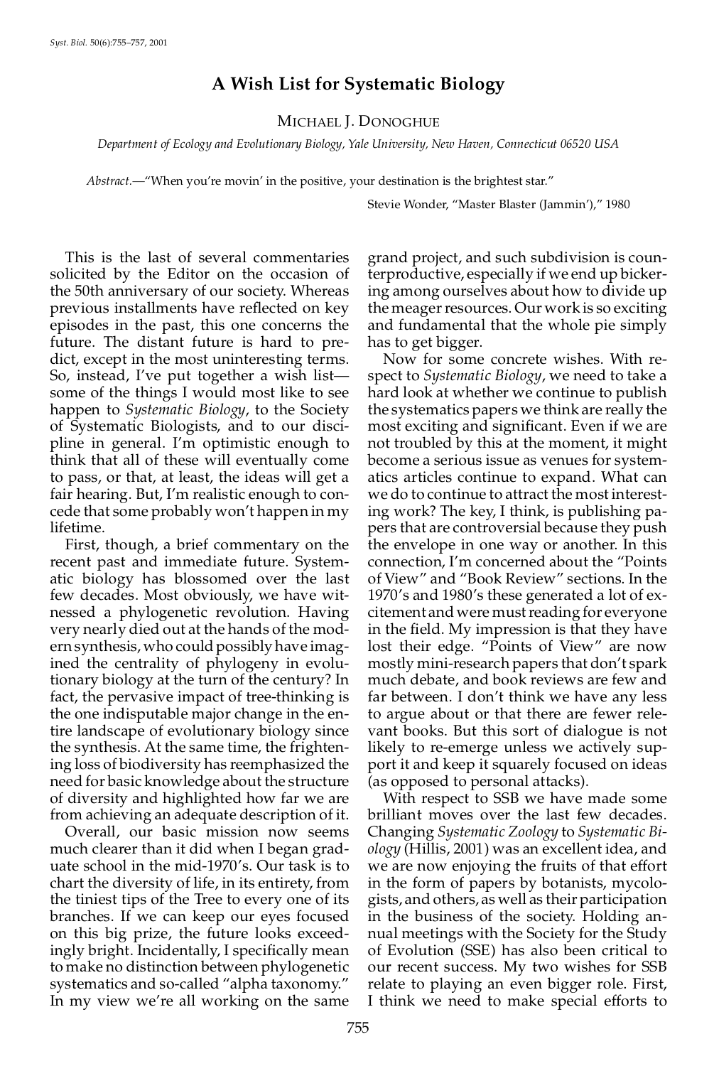# A Wish List for Systematic Biology

MICHAEL J. DONOGHUE

*Department of Ecology and Evolutionary Biology, Yale University, New Haven, Connecticut 06520 USA*

*Abstract.*—"When you're movin' in the positive, your destination is the brightest star."

Stevie Wonder, "Master Blaster (Jammin')," 1980

This is the last of several commentaries solicited by the Editor on the occasion of the 50th anniversary of our society. Whereas previous installments have reflected on key episodes in the past, this one concerns the future. The distant future is hard to predict, except in the most uninteresting terms. So, instead, I've put together a wish list—some of the things I would most like to see happen to *Systematic Biology*, to the Society of Systematic Biologists, and to our discipline in general. I'm optimistic enough to think that all of these will eventually come to pass, or that, at least, the ideas will get a fair hearing. But, I'm realistic enough to concede that some probably won't happen in my lifetime.

First, though, a brief commentary on the recent past and immediate future. Systematic biology has blossomed over the last few decades. Most obviously, we have witnessed a phylogenetic revolution. Having very nearly died out at the hands of the modern synthesis, who could possibly have imagined the centrality of phylogeny in evolutionary biology at the turn of the century? In fact, the pervasive impact of tree-thinking is the one indisputable major change in the entire landscape of evolutionary biology since the synthesis. At the same time, the frightening loss of biodiversity has reemphasized the need for basic knowledge about the structure of diversity and highlighted how far we are from achieving an adequate description of it.

Overall, our basic mission now seems much clearer than it did when I began graduate school in the mid-1970's. Our task is to chart the diversity of life, in its entirety, from the tiniest tips of the Tree to every one of its branches. If we can keep our eyes focused on this big prize, the future looks exceedingly bright. Incidentally, I specifically mean to make no distinction between phylogenetic systematics and so-called "alpha taxonomy." In my view we're all working on the same grand project, and such subdivision is counterproductive, especially if we end up bickering among ourselves about how to divide up the meager resources. Our work is so exciting and fundamental that the whole pie simply has to get bigger.

Now for some concrete wishes. With respect to *Systematic Biology*, we need to take a hard look at whether we continue to publish the systematics papers we think are really the most exciting and significant. Even if we are not troubled by this at the moment, it might become a serious issue as venues for systematics articles continue to expand. What can we do to continue to attract the most interesting work? The key, I think, is publishing papers that are controversial because they push the envelope in one way or another. In this connection, I'm concerned about the "Points of View" and "Book Review" sections. In the 1970's and 1980's these generated a lot of excitement and were must reading for everyone in the field. My impression is that they have lost their edge. "Points of View" are now mostly mini-research papers that don't spark much debate, and book reviews are few and far between. I don't think we have any less to argue about or that there are fewer relevant books. But this sort of dialogue is not likely to re-emerge unless we actively support it and keep it squarely focused on ideas (as opposed to personal attacks).

With respect to SSB we have made some brilliant moves over the last few decades. Changing *Systematic Zoology* to *Systematic Biology* (Hillis, 2001) was an excellent idea, and we are now enjoying the fruits of that effort in the form of papers by botanists, mycologists, and others, as well as their participation in the business of the society. Holding annual meetings with the Society for the Study of Evolution (SSE) has also been critical to our recent success. My two wishes for SSB relate to playing an even bigger role. First, I think we need to make special efforts to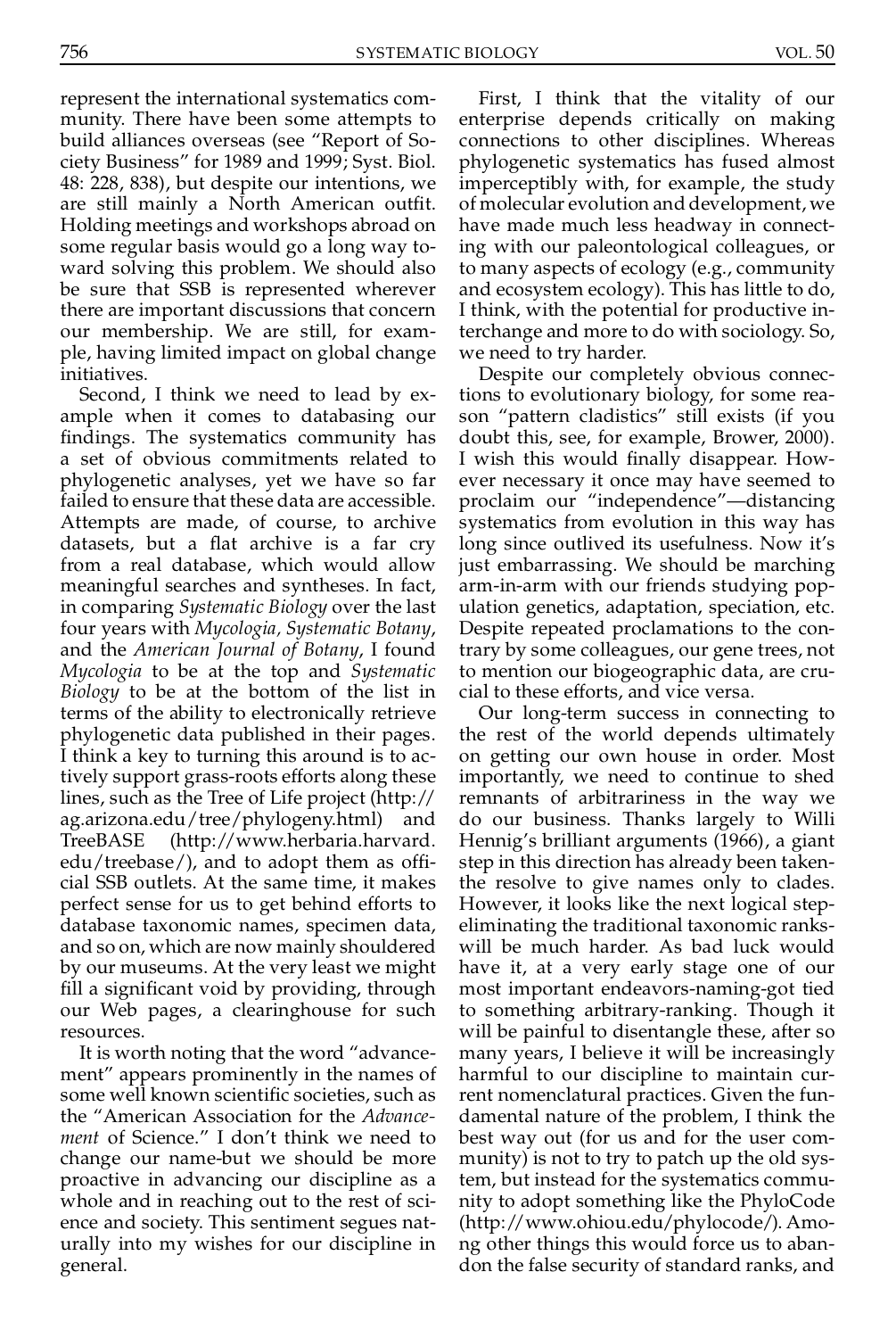represent the international systematics community. There have been some attempts to build alliances overseas (see "Report of Society Business" for 1989 and 1999; Syst. Biol. 48: 228, 838), but despite our intentions, we are still mainly a North American outfit. Holding meetings and workshops abroad on some regular basis would go a long way toward solving this problem. We should also be sure that SSB is represented wherever there are important discussions that concern our membership. We are still, for example, having limited impact on global change initiatives.

Second, I think we need to lead by example when it comes to databasing our findings. The systematics community has a set of obvious commitments related to phylogenetic analyses, yet we have so far failed to ensure that these data are accessible. Attempts are made, of course, to archive datasets, but a flat archive is a far cry from a real database, which would allow meaningful searches and syntheses. In fact, in comparing *Systematic Biology* over the last four years with *Mycologia, Systematic Botany*, and the *American Journal of Botany*, I found *Mycologia* to be at the top and *Systematic Biology* to be at the bottom of the list in terms of the ability to electronically retrieve phylogenetic data published in their pages. I think a key to turning this around is to actively support grass-roots efforts along these lines, such as the Tree of Life project (http://ag.arizona.edu/tree/phylogeny.html) and TreeBASE (http://www.herbaria.harvard.edu/treebase/), and to adopt them as official SSB outlets. At the same time, it makes perfect sense for us to get behind efforts to database taxonomic names, specimen data, and so on, which are now mainly shouldered by our museums. At the very least we might fill a significant void by providing, through our Web pages, a clearinghouse for such resources.

It is worth noting that the word "advancement" appears prominently in the names of some well known scientific societies, such as the "American Association for the *Advancement* of Science." I don't think we need to change our name-but we should be more proactive in advancing our discipline as a whole and in reaching out to the rest of science and society. This sentiment segues naturally into my wishes for our discipline in general.

First, I think that the vitality of our enterprise depends critically on making connections to other disciplines. Whereas phylogenetic systematics has fused almost imperceptibly with, for example, the study of molecular evolution and development, we have made much less headway in connecting with our paleontological colleagues, or to many aspects of ecology (e.g., community and ecosystem ecology). This has little to do, I think, with the potential for productive interchange and more to do with sociology. So, we need to try harder.

Despite our completely obvious connections to evolutionary biology, for some reason "pattern cladistics" still exists (if you doubt this, see, for example, Brower, 2000). I wish this would finally disappear. However necessary it once may have seemed to proclaim our "independence"—distancing systematics from evolution in this way has long since outlived its usefulness. Now it's just embarrassing. We should be marching arm-in-arm with our friends studying population genetics, adaptation, speciation, etc. Despite repeated proclamations to the contrary by some colleagues, our gene trees, not to mention our biogeographic data, are crucial to these efforts, and vice versa.

Our long-term success in connecting to the rest of the world depends ultimately on getting our own house in order. Most importantly, we need to continue to shed remnants of arbitrariness in the way we do our business. Thanks largely to Willi Hennig's brilliant arguments (1966), a giant step in this direction has already been taken-the resolve to give names only to clades. However, it looks like the next logical step-eliminating the traditional taxonomic ranks-will be much harder. As bad luck would have it, at a very early stage one of our most important endeavors-naming-got tied to something arbitrary-ranking. Though it will be painful to disentangle these, after so many years, I believe it will be increasingly harmful to our discipline to maintain current nomenclatural practices. Given the fundamental nature of the problem, I think the best way out (for us and for the user community) is not to try to patch up the old system, but instead for the systematics community to adopt something like the PhyloCode (http://www.ohiou.edu/phylocode/). Among other things this would force us to abandon the false security of standard ranks, and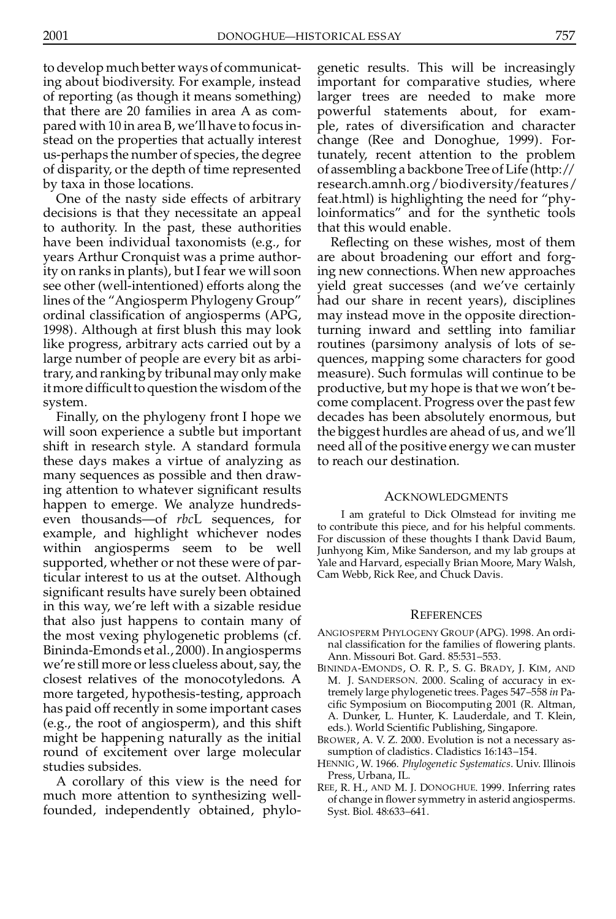to develop much better ways of communicating about biodiversity. For example, instead of reporting (as though it means something) that there are 20 families in area A as compared with 10 in area B, we'll have to focus instead on the properties that actually interest us-perhaps the number of species, the degree of disparity, or the depth of time represented by taxa in those locations.

One of the nasty side effects of arbitrary decisions is that they necessitate an appeal to authority. In the past, these authorities have been individual taxonomists (e.g., for years Arthur Cronquist was a prime authority on ranks in plants), but I fear we will soon see other (well-intentioned) efforts along the lines of the "Angiosperm Phylogeny Group" ordinal classification of angiosperms (APG, 1998). Although at first blush this may look like progress, arbitrary acts carried out by a large number of people are every bit as arbitrary, and ranking by tribunal may only make it more difficult to question the wisdom of the system.

Finally, on the phylogeny front I hope we will soon experience a subtle but important shift in research style. A standard formula these days makes a virtue of analyzing as many sequences as possible and then drawing attention to whatever significant results happen to emerge. We analyze hundreds-even thousands—of *rbc*L sequences, for example, and highlight whichever nodes within angiosperms seem to be well supported, whether or not these were of particular interest to us at the outset. Although significant results have surely been obtained in this way, we're left with a sizable residue that also just happens to contain many of the most vexing phylogenetic problems (cf. Bininda-Emonds et al., 2000). In angiosperms we're still more or less clueless about, say, the closest relatives of the monocotyledons. A more targeted, hypothesis-testing, approach has paid off recently in some important cases (e.g., the root of angiosperm), and this shift might be happening naturally as the initial round of excitement over large molecular studies subsides.

A corollary of this view is the need for much more attention to synthesizing well-founded, independently obtained, phylogenetic results. This will be increasingly important for comparative studies, where larger trees are needed to make more powerful statements about, for example, rates of diversification and character change (Ree and Donoghue, 1999). Fortunately, recent attention to the problem of assembling a backbone Tree of Life (http://research.amnh.org/biodiversity/features/feat.html) is highlighting the need for "phyloinformatics" and for the synthetic tools that this would enable.

Reflecting on these wishes, most of them are about broadening our effort and forging new connections. When new approaches yield great successes (and we've certainly had our share in recent years), disciplines may instead move in the opposite direction-turning inward and settling into familiar routines (parsimony analysis of lots of sequences, mapping some characters for good measure). Such formulas will continue to be productive, but my hope is that we won't become complacent. Progress over the past few decades has been absolutely enormous, but the biggest hurdles are ahead of us, and we'll need all of the positive energy we can muster to reach our destination.

## Acknowledgments

I am grateful to Dick Olmstead for inviting me to contribute this piece, and for his helpful comments. For discussion of these thoughts I thank David Baum, Junhyong Kim, Mike Sanderson, and my lab groups at Yale and Harvard, especially Brian Moore, Mary Walsh, Cam Webb, Rick Ree, and Chuck Davis.

## References

Angiosperm Phylogeny Group (APG). 1998. An ordinal classification for the families of flowering plants. Ann. Missouri Bot. Gard. 85:531–553.

Bininda-Emonds, O. R. P., S. G. Brady, J. Kim, and M. J. Sanderson. 2000. Scaling of accuracy in extremely large phylogenetic trees. Pages 547–558 *in* Pacific Symposium on Biocomputing 2001 (R. Altman, A. Dunker, L. Hunter, K. Lauderdale, and T. Klein, eds.). World Scientific Publishing, Singapore.

Brower, A. V. Z. 2000. Evolution is not a necessary assumption of cladistics. Cladistics 16:143–154.

Hennig, W. 1966. *Phylogenetic Systematics*. Univ. Illinois Press, Urbana, IL.

Ree, R. H., and M. J. Donoghue. 1999. Inferring rates of change in flower symmetry in asterid angiosperms. Syst. Biol. 48:633–641.